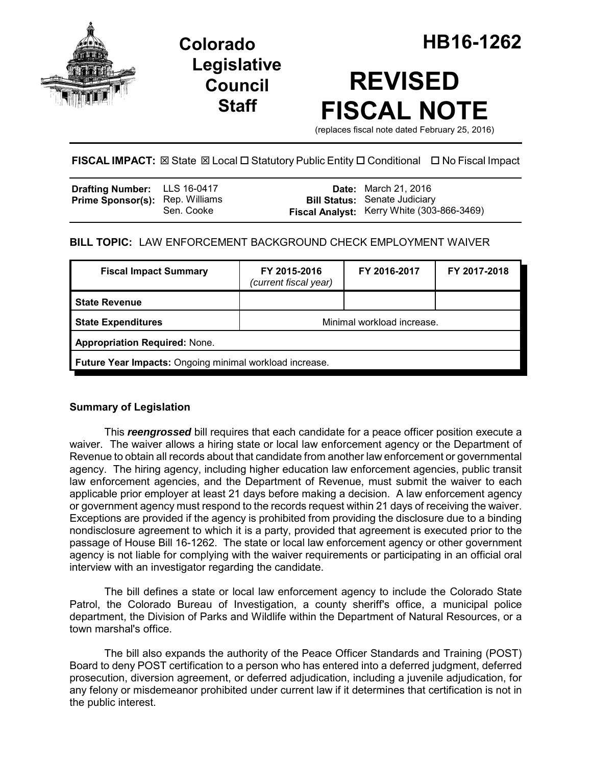# Colorado Legislative Council Staff

# HB16-1262

# REVISED FISCAL NOTE

(replaces fiscal note dated February 25, 2016)

**FISCAL IMPACT:** ☒ State ☒ Local ☐ Statutory Public Entity ☐ Conditional ☐ No Fiscal Impact

| | | | |
|---|---|---|---|
| **Drafting Number:** | LLS 16-0417 | **Date:** | March 21, 2016 |
| **Prime Sponsor(s):** | Rep. Williams<br>Sen. Cooke | **Bill Status:** | Senate Judiciary |
| | | **Fiscal Analyst:** | Kerry White (303-866-3469) |

**BILL TOPIC:** LAW ENFORCEMENT BACKGROUND CHECK EMPLOYMENT WAIVER

| Fiscal Impact Summary | FY 2015-2016 *(current fiscal year)* | FY 2016-2017 | FY 2017-2018 |
|---|---|---|---|
| **State Revenue** | | | |
| **State Expenditures** | Minimal workload increase. | | |
| **Appropriation Required:** None. | | | |
| **Future Year Impacts:** Ongoing minimal workload increase. | | | |

## Summary of Legislation

This ***reengrossed*** bill requires that each candidate for a peace officer position execute a waiver. The waiver allows a hiring state or local law enforcement agency or the Department of Revenue to obtain all records about that candidate from another law enforcement or governmental agency. The hiring agency, including higher education law enforcement agencies, public transit law enforcement agencies, and the Department of Revenue, must submit the waiver to each applicable prior employer at least 21 days before making a decision. A law enforcement agency or government agency must respond to the records request within 21 days of receiving the waiver. Exceptions are provided if the agency is prohibited from providing the disclosure due to a binding nondisclosure agreement to which it is a party, provided that agreement is executed prior to the passage of House Bill 16-1262. The state or local law enforcement agency or other government agency is not liable for complying with the waiver requirements or participating in an official oral interview with an investigator regarding the candidate.

The bill defines a state or local law enforcement agency to include the Colorado State Patrol, the Colorado Bureau of Investigation, a county sheriff's office, a municipal police department, the Division of Parks and Wildlife within the Department of Natural Resources, or a town marshal's office.

The bill also expands the authority of the Peace Officer Standards and Training (POST) Board to deny POST certification to a person who has entered into a deferred judgment, deferred prosecution, diversion agreement, or deferred adjudication, including a juvenile adjudication, for any felony or misdemeanor prohibited under current law if it determines that certification is not in the public interest.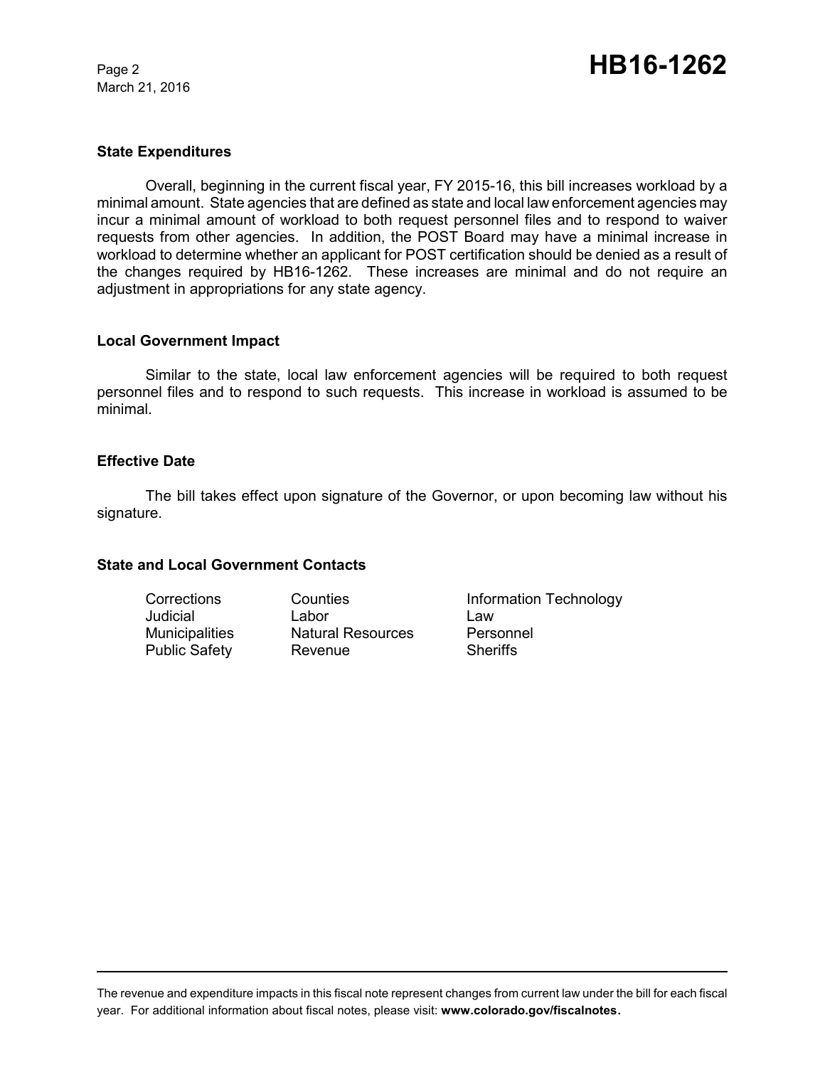**State Expenditures**

Overall, beginning in the current fiscal year, FY 2015-16, this bill increases workload by a minimal amount. State agencies that are defined as state and local law enforcement agencies may incur a minimal amount of workload to both request personnel files and to respond to waiver requests from other agencies. In addition, the POST Board may have a minimal increase in workload to determine whether an applicant for POST certification should be denied as a result of the changes required by HB16-1262. These increases are minimal and do not require an adjustment in appropriations for any state agency.

**Local Government Impact**

Similar to the state, local law enforcement agencies will be required to both request personnel files and to respond to such requests. This increase in workload is assumed to be minimal.

**Effective Date**

The bill takes effect upon signature of the Governor, or upon becoming law without his signature.

**State and Local Government Contacts**

| | | |
|---|---|---|
| Corrections | Counties | Information Technology |
| Judicial | Labor | Law |
| Municipalities | Natural Resources | Personnel |
| Public Safety | Revenue | Sheriffs |

The revenue and expenditure impacts in this fiscal note represent changes from current law under the bill for each fiscal year. For additional information about fiscal notes, please visit: **www.colorado.gov/fiscalnotes.**